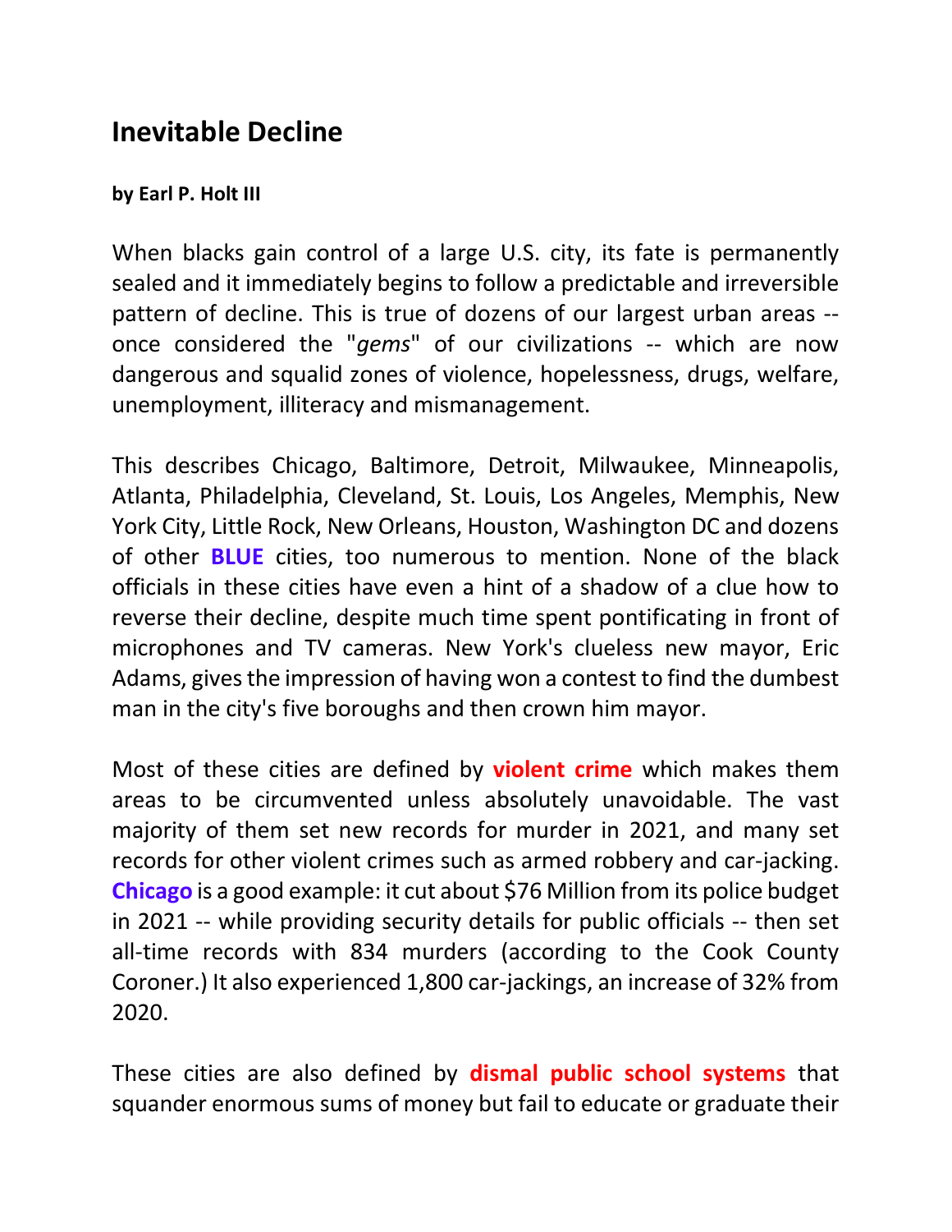## Inevitable Decline

**by Earl P. Holt III**

When blacks gain control of a large U.S. city, its fate is permanently sealed and it immediately begins to follow a predictable and irreversible pattern of decline. This is true of dozens of our largest urban areas -- once considered the "*gems*" of our civilizations -- which are now dangerous and squalid zones of violence, hopelessness, drugs, welfare, unemployment, illiteracy and mismanagement.

This describes Chicago, Baltimore, Detroit, Milwaukee, Minneapolis, Atlanta, Philadelphia, Cleveland, St. Louis, Los Angeles, Memphis, New York City, Little Rock, New Orleans, Houston, Washington DC and dozens of other **BLUE** cities, too numerous to mention. None of the black officials in these cities have even a hint of a shadow of a clue how to reverse their decline, despite much time spent pontificating in front of microphones and TV cameras. New York's clueless new mayor, Eric Adams, gives the impression of having won a contest to find the dumbest man in the city's five boroughs and then crown him mayor.

Most of these cities are defined by **violent crime** which makes them areas to be circumvented unless absolutely unavoidable. The vast majority of them set new records for murder in 2021, and many set records for other violent crimes such as armed robbery and car-jacking. **Chicago** is a good example: it cut about $76 Million from its police budget in 2021 -- while providing security details for public officials -- then set all-time records with 834 murders (according to the Cook County Coroner.) It also experienced 1,800 car-jackings, an increase of 32% from 2020.

These cities are also defined by **dismal public school systems** that squander enormous sums of money but fail to educate or graduate their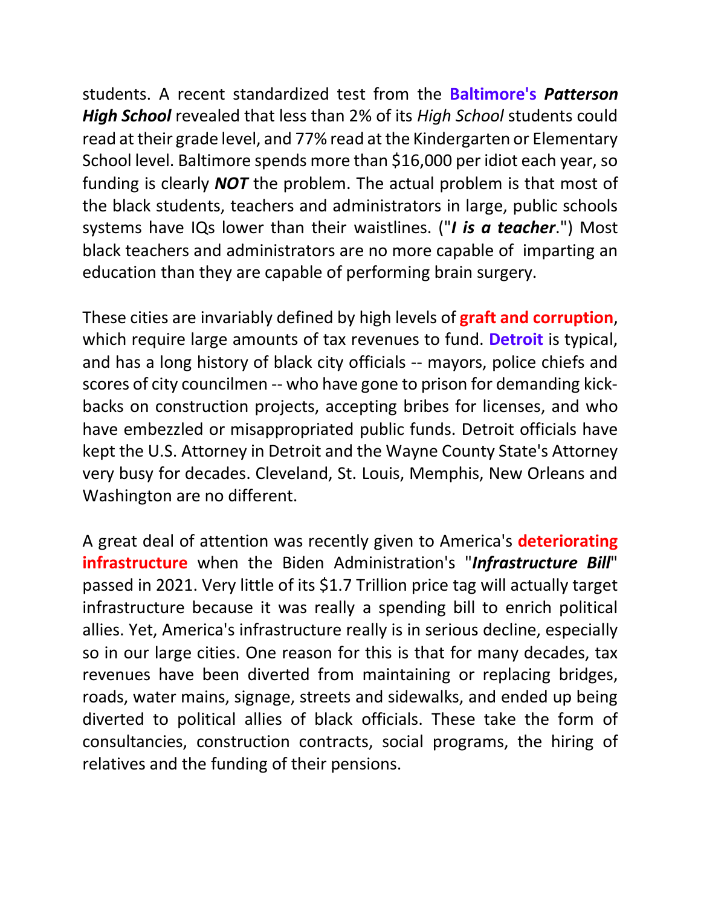students. A recent standardized test from the **Baltimore's** ***Patterson High School*** revealed that less than 2% of its *High School* students could read at their grade level, and 77% read at the Kindergarten or Elementary School level. Baltimore spends more than $16,000 per idiot each year, so funding is clearly ***NOT*** the problem. The actual problem is that most of the black students, teachers and administrators in large, public schools systems have IQs lower than their waistlines. ("***I is a teacher***.") Most black teachers and administrators are no more capable of imparting an education than they are capable of performing brain surgery.

These cities are invariably defined by high levels of **graft and corruption**, which require large amounts of tax revenues to fund. **Detroit** is typical, and has a long history of black city officials -- mayors, police chiefs and scores of city councilmen -- who have gone to prison for demanding kick-backs on construction projects, accepting bribes for licenses, and who have embezzled or misappropriated public funds. Detroit officials have kept the U.S. Attorney in Detroit and the Wayne County State's Attorney very busy for decades. Cleveland, St. Louis, Memphis, New Orleans and Washington are no different.

A great deal of attention was recently given to America's **deteriorating infrastructure** when the Biden Administration's "***Infrastructure Bill***" passed in 2021. Very little of its $1.7 Trillion price tag will actually target infrastructure because it was really a spending bill to enrich political allies. Yet, America's infrastructure really is in serious decline, especially so in our large cities. One reason for this is that for many decades, tax revenues have been diverted from maintaining or replacing bridges, roads, water mains, signage, streets and sidewalks, and ended up being diverted to political allies of black officials. These take the form of consultancies, construction contracts, social programs, the hiring of relatives and the funding of their pensions.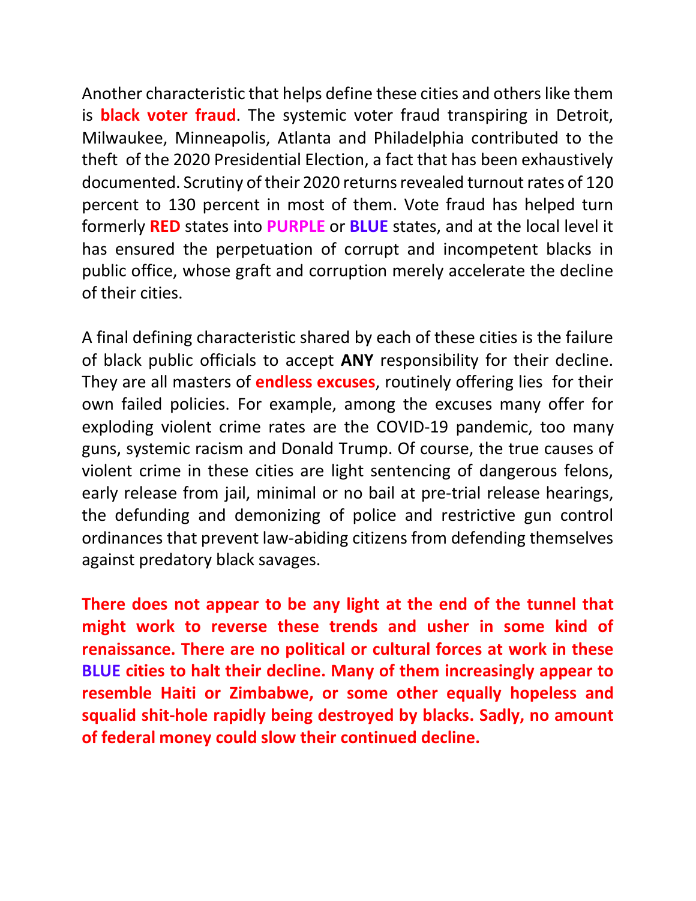Another characteristic that helps define these cities and others like them is **black voter fraud**. The systemic voter fraud transpiring in Detroit, Milwaukee, Minneapolis, Atlanta and Philadelphia contributed to the theft of the 2020 Presidential Election, a fact that has been exhaustively documented. Scrutiny of their 2020 returns revealed turnout rates of 120 percent to 130 percent in most of them. Vote fraud has helped turn formerly **RED** states into **PURPLE** or **BLUE** states, and at the local level it has ensured the perpetuation of corrupt and incompetent blacks in public office, whose graft and corruption merely accelerate the decline of their cities.

A final defining characteristic shared by each of these cities is the failure of black public officials to accept **ANY** responsibility for their decline. They are all masters of **endless excuses**, routinely offering lies for their own failed policies. For example, among the excuses many offer for exploding violent crime rates are the COVID-19 pandemic, too many guns, systemic racism and Donald Trump. Of course, the true causes of violent crime in these cities are light sentencing of dangerous felons, early release from jail, minimal or no bail at pre-trial release hearings, the defunding and demonizing of police and restrictive gun control ordinances that prevent law-abiding citizens from defending themselves against predatory black savages.

**There does not appear to be any light at the end of the tunnel that might work to reverse these trends and usher in some kind of renaissance. There are no political or cultural forces at work in these BLUE cities to halt their decline. Many of them increasingly appear to resemble Haiti or Zimbabwe, or some other equally hopeless and squalid shit-hole rapidly being destroyed by blacks. Sadly, no amount of federal money could slow their continued decline.**